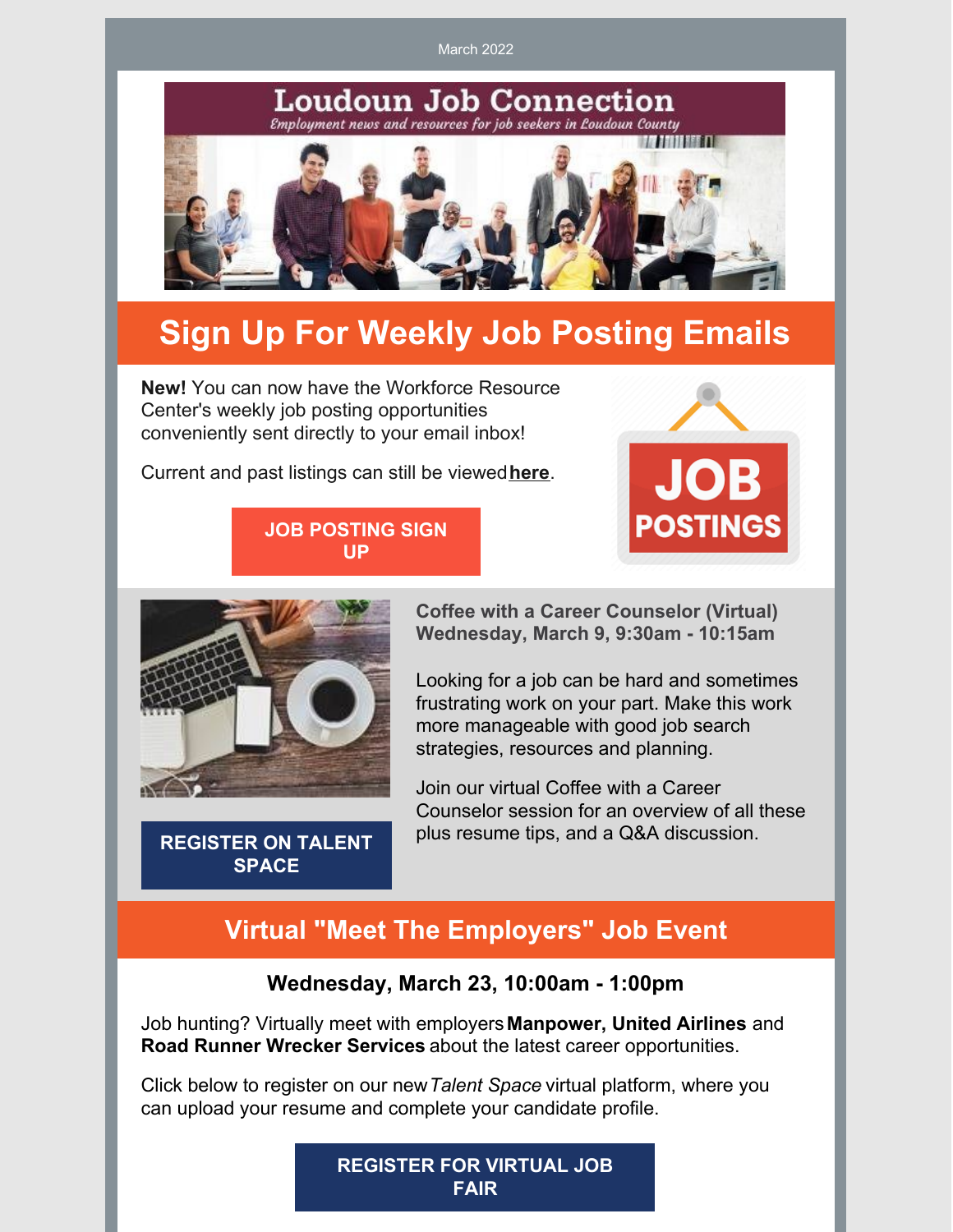March 2022

# Loudoun Job Connection

*Employment news and resources for job seekers in Loudoun County*

## Sign Up For Weekly Job Posting Emails

**New!** You can now have the Workforce Resource Center's weekly job posting opportunities conveniently sent directly to your email inbox!

Current and past listings can still be viewed **here**.

**JOB POSTING SIGN UP**

JOB POSTINGS

**Coffee with a Career Counselor (Virtual)**
**Wednesday, March 9, 9:30am - 10:15am**

Looking for a job can be hard and sometimes frustrating work on your part. Make this work more manageable with good job search strategies, resources and planning.

Join our virtual Coffee with a Career Counselor session for an overview of all these plus resume tips, and a Q&A discussion.

**REGISTER ON TALENT SPACE**

## Virtual "Meet The Employers" Job Event

**Wednesday, March 23, 10:00am - 1:00pm**

Job hunting? Virtually meet with employers **Manpower, United Airlines** and **Road Runner Wrecker Services** about the latest career opportunities.

Click below to register on our new *Talent Space* virtual platform, where you can upload your resume and complete your candidate profile.

**REGISTER FOR VIRTUAL JOB FAIR**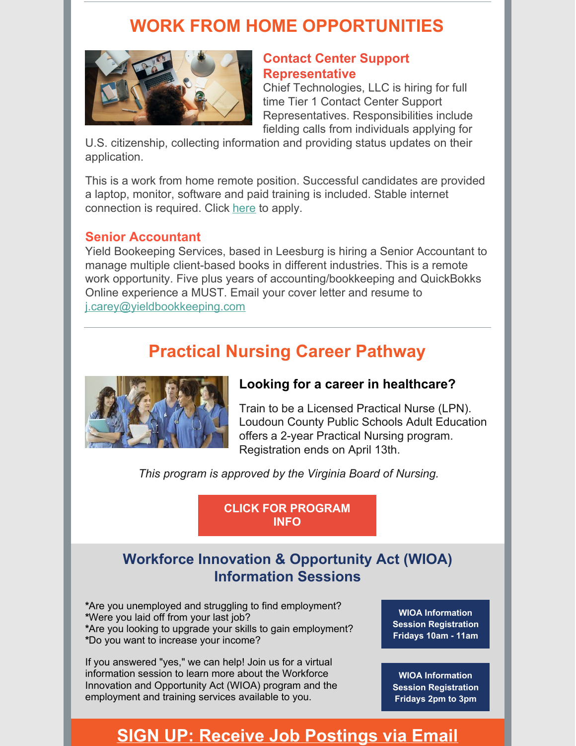# WORK FROM HOME OPPORTUNITIES

## Contact Center Support Representative

Chief Technologies, LLC is hiring for full time Tier 1 Contact Center Support Representatives. Responsibilities include fielding calls from individuals applying for U.S. citizenship, collecting information and providing status updates on their application.

This is a work from home remote position. Successful candidates are provided a laptop, monitor, software and paid training is included. Stable internet connection is required. Click here to apply.

## Senior Accountant

Yield Bookeeping Services, based in Leesburg is hiring a Senior Accountant to manage multiple client-based books in different industries. This is a remote work opportunity. Five plus years of accounting/bookkeeping and QuickBokks Online experience a MUST. Email your cover letter and resume to j.carey@yieldbookkeeping.com

# Practical Nursing Career Pathway

### Looking for a career in healthcare?

Train to be a Licensed Practical Nurse (LPN). Loudoun County Public Schools Adult Education offers a 2-year Practical Nursing program. Registration ends on April 13th.

*This program is approved by the Virginia Board of Nursing.*

**CLICK FOR PROGRAM INFO**

## Workforce Innovation & Opportunity Act (WIOA) Information Sessions

**\***Are you unemployed and struggling to find employment?
**\***Were you laid off from your last job?
**\***Are you looking to upgrade your skills to gain employment?
**\***Do you want to increase your income?

If you answered "yes," we can help! Join us for a virtual information session to learn more about the Workforce Innovation and Opportunity Act (WIOA) program and the employment and training services available to you.

**WIOA Information Session Registration Fridays 10am - 11am**

**WIOA Information Session Registration Fridays 2pm to 3pm**

## SIGN UP: Receive Job Postings via Email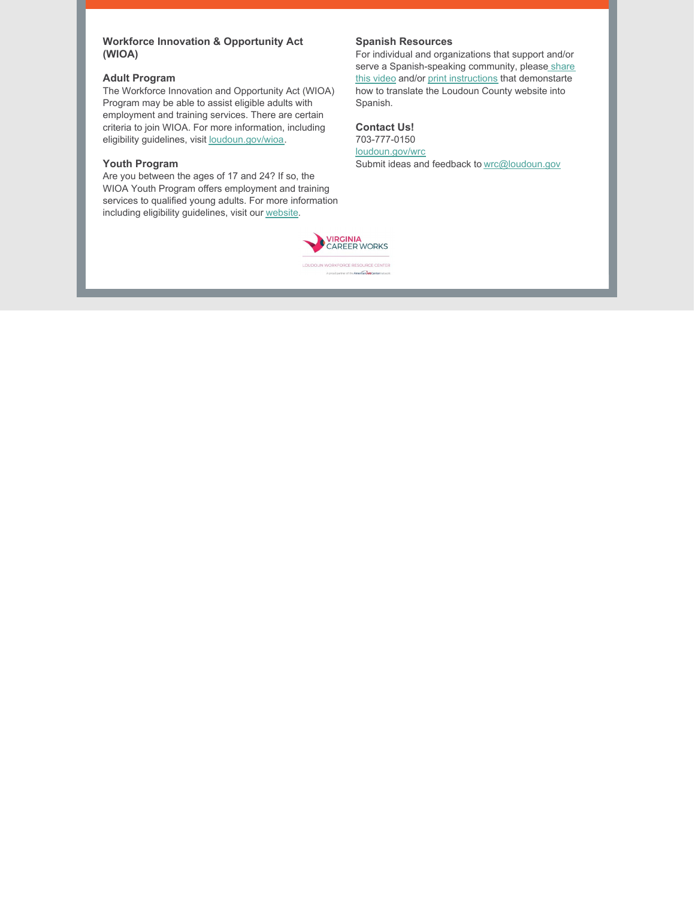## Workforce Innovation & Opportunity Act (WIOA)

### Adult Program

The Workforce Innovation and Opportunity Act (WIOA) Program may be able to assist eligible adults with employment and training services. There are certain criteria to join WIOA. For more information, including eligibility guidelines, visit loudoun.gov/wioa.

### Youth Program

Are you between the ages of 17 and 24? If so, the WIOA Youth Program offers employment and training services to qualified young adults. For more information including eligibility guidelines, visit our website.

## Spanish Resources

For individual and organizations that support and/or serve a Spanish-speaking community, please share this video and/or print instructions that demonstarte how to translate the Loudoun County website into Spanish.

## Contact Us!

703-777-0150

loudoun.gov/wrc

Submit ideas and feedback to wrc@loudoun.gov

VIRGINIA CAREER WORKS

LOUDOUN WORKFORCE RESOURCE CENTER

A proud partner of the AmericanJobCenter network